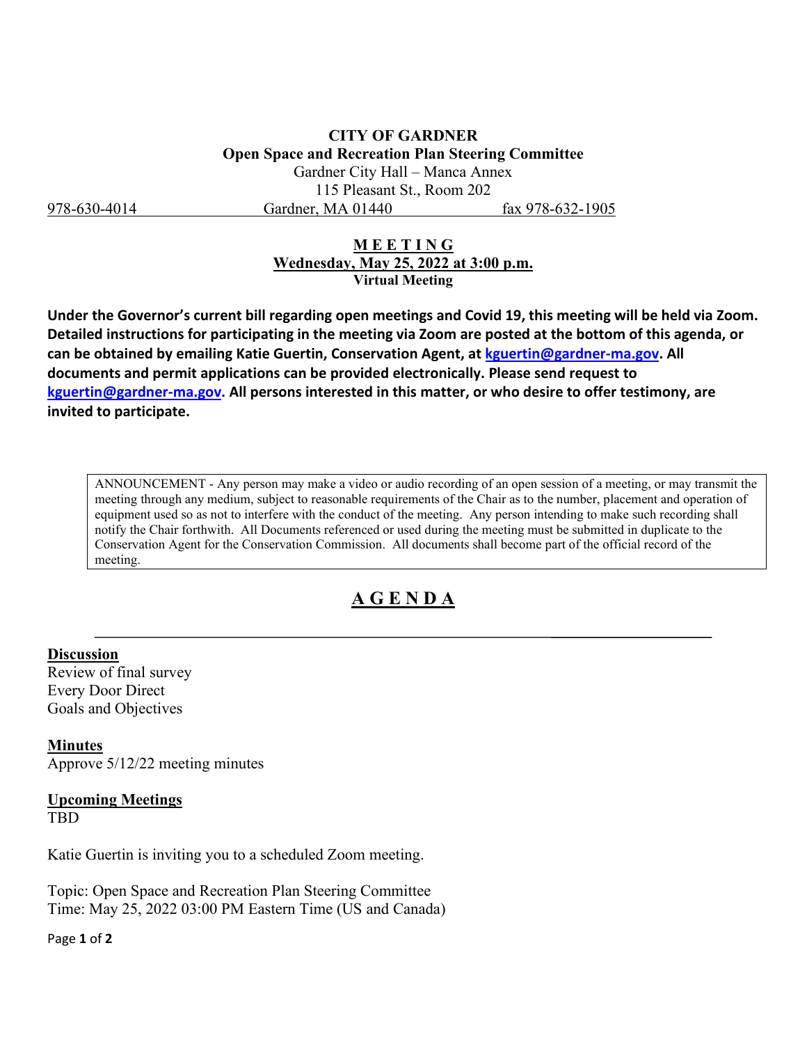# CITY OF GARDNER

**Open Space and Recreation Plan Steering Committee**

Gardner City Hall – Manca Annex
115 Pleasant St., Room 202
978-630-4014 Gardner, MA 01440 fax 978-632-1905

## M E E T I N G

**Wednesday, May 25, 2022 at 3:00 p.m.**

**Virtual Meeting**

**Under the Governor's current bill regarding open meetings and Covid 19, this meeting will be held via Zoom. Detailed instructions for participating in the meeting via Zoom are posted at the bottom of this agenda, or can be obtained by emailing Katie Guertin, Conservation Agent, at kguertin@gardner-ma.gov. All documents and permit applications can be provided electronically. Please send request to kguertin@gardner-ma.gov. All persons interested in this matter, or who desire to offer testimony, are invited to participate.**

> ANNOUNCEMENT - Any person may make a video or audio recording of an open session of a meeting, or may transmit the meeting through any medium, subject to reasonable requirements of the Chair as to the number, placement and operation of equipment used so as not to interfere with the conduct of the meeting. Any person intending to make such recording shall notify the Chair forthwith. All Documents referenced or used during the meeting must be submitted in duplicate to the Conservation Agent for the Conservation Commission. All documents shall become part of the official record of the meeting.

## A G E N D A

---

**Discussion**

Review of final survey
Every Door Direct
Goals and Objectives

**Minutes**

Approve 5/12/22 meeting minutes

**Upcoming Meetings**

TBD

Katie Guertin is inviting you to a scheduled Zoom meeting.

Topic: Open Space and Recreation Plan Steering Committee
Time: May 25, 2022 03:00 PM Eastern Time (US and Canada)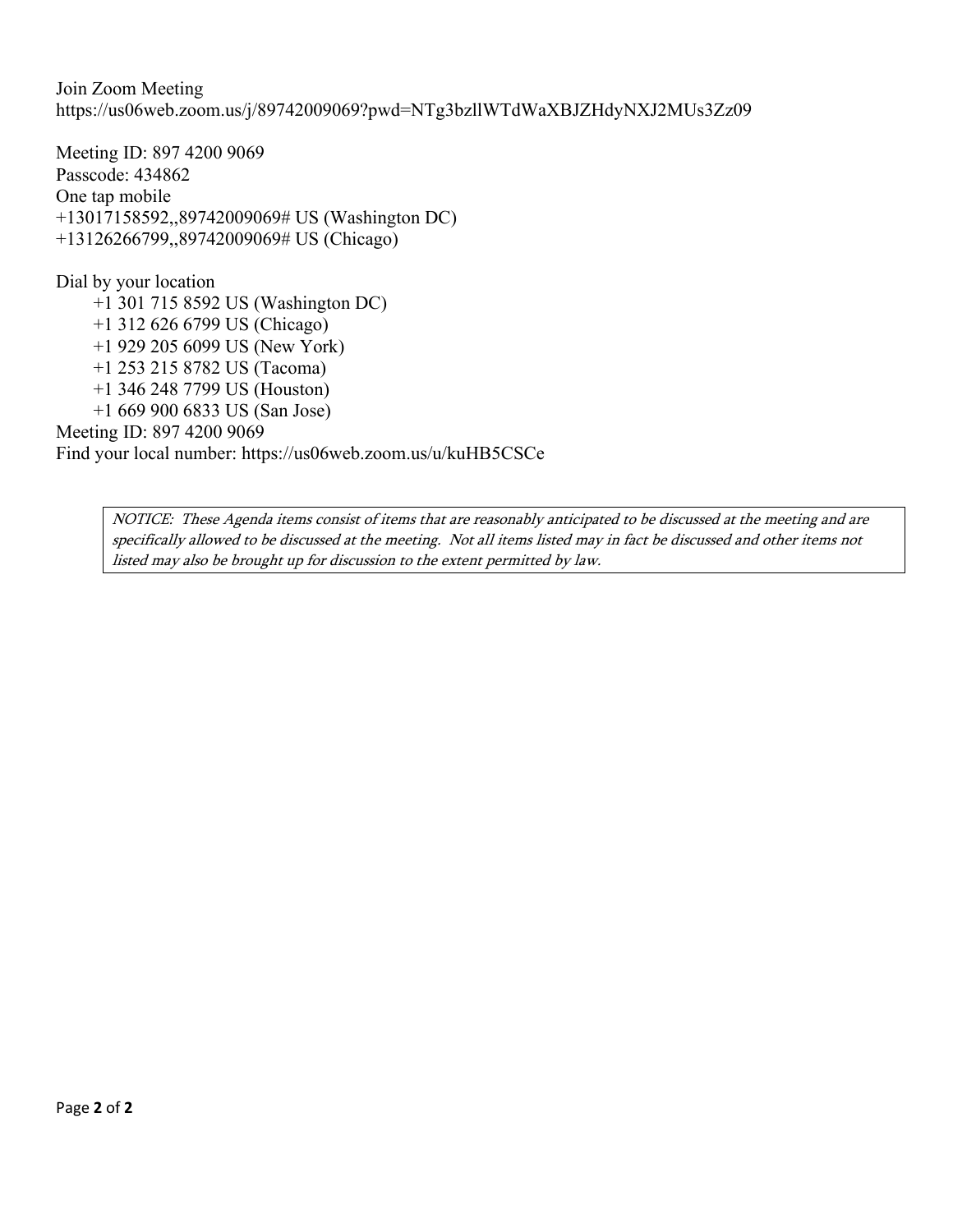Join Zoom Meeting
https://us06web.zoom.us/j/89742009069?pwd=NTg3bzllWTdWaXBJZHdyNXJ2MUs3Zz09

Meeting ID: 897 4200 9069
Passcode: 434862
One tap mobile
+13017158592,,89742009069# US (Washington DC)
+13126266799,,89742009069# US (Chicago)

Dial by your location
+1 301 715 8592 US (Washington DC)
+1 312 626 6799 US (Chicago)
+1 929 205 6099 US (New York)
+1 253 215 8782 US (Tacoma)
+1 346 248 7799 US (Houston)
+1 669 900 6833 US (San Jose)
Meeting ID: 897 4200 9069
Find your local number: https://us06web.zoom.us/u/kuHB5CSCe

*NOTICE: These Agenda items consist of items that are reasonably anticipated to be discussed at the meeting and are specifically allowed to be discussed at the meeting. Not all items listed may in fact be discussed and other items not listed may also be brought up for discussion to the extent permitted by law.*